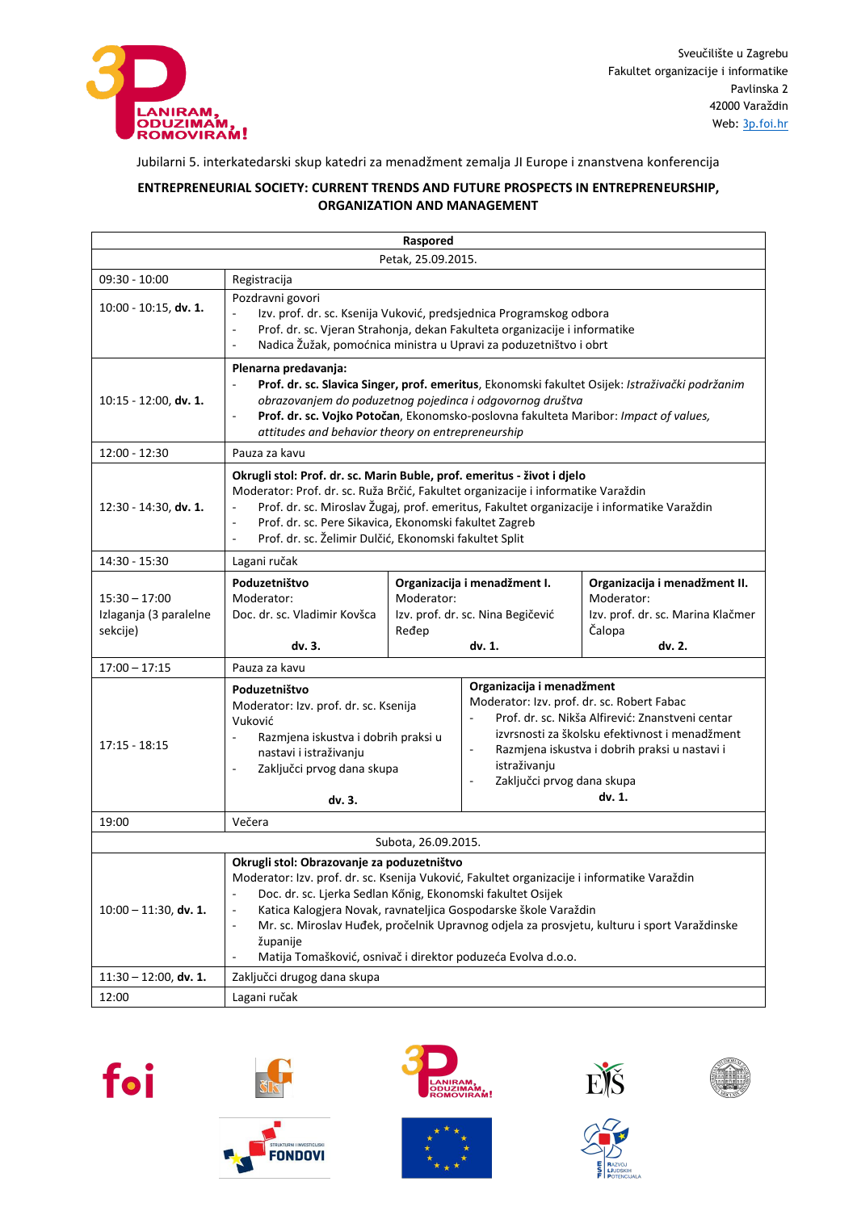Sveučilište u Zagrebu
Fakultet organizacije i informatike
Pavlinska 2
42000 Varaždin
Web: 3p.foi.hr

Jubilarni 5. interkatedarski skup katedri za menadžment zemalja JI Europe i znanstvena konferencija

**ENTREPRENEURIAL SOCIETY: CURRENT TRENDS AND FUTURE PROSPECTS IN ENTREPRENEURSHIP, ORGANIZATION AND MANAGEMENT**

| **Raspored** | | | |
|---|---|---|---|
| Petak, 25.09.2015. | | | |
| 09:30 - 10:00 | Registracija | | |
| 10:00 - 10:15, **dv. 1.** | Pozdravni govori<br>- Izv. prof. dr. sc. Ksenija Vuković, predsjednica Programskog odbora<br>- Prof. dr. sc. Vjeran Strahonja, dekan Fakulteta organizacije i informatike<br>- Nadica Žužak, pomoćnica ministra u Upravi za poduzetništvo i obrt | | |
| 10:15 - 12:00, **dv. 1.** | **Plenarna predavanja:**<br>- **Prof. dr. sc. Slavica Singer, prof. emeritus**, Ekonomski fakultet Osijek: *Istraživački podržanim obrazovanjem do poduzetnog pojedinca i odgovornog društva*<br>- **Prof. dr. sc. Vojko Potočan**, Ekonomsko-poslovna fakulteta Maribor: *Impact of values, attitudes and behavior theory on entrepreneurship* | | |
| 12:00 - 12:30 | Pauza za kavu | | |
| 12:30 - 14:30, **dv. 1.** | **Okrugli stol: Prof. dr. sc. Marin Buble, prof. emeritus - život i djelo**<br>Moderator: Prof. dr. sc. Ruža Brčić, Fakultet organizacije i informatike Varaždin<br>- Prof. dr. sc. Miroslav Žugaj, prof. emeritus, Fakultet organizacije i informatike Varaždin<br>- Prof. dr. sc. Pere Sikavica, Ekonomski fakultet Zagreb<br>- Prof. dr. sc. Želimir Dulčić, Ekonomski fakultet Split | | |
| 14:30 - 15:30 | Lagani ručak | | |
| 15:30 – 17:00<br>Izlaganja (3 paralelne sekcije) | **Poduzetništvo**<br>Moderator:<br>Doc. dr. sc. Vladimir Kovšca<br>**dv. 3.** | **Organizacija i menadžment I.**<br>Moderator:<br>Izv. prof. dr. sc. Nina Begičević Ređep<br>**dv. 1.** | **Organizacija i menadžment II.**<br>Moderator:<br>Izv. prof. dr. sc. Marina Klačmer Čalopa<br>**dv. 2.** |
| 17:00 – 17:15 | Pauza za kavu | | |
| 17:15 - 18:15 | **Poduzetništvo**<br>Moderator: Izv. prof. dr. sc. Ksenija Vuković<br>- Razmjena iskustva i dobrih praksi u nastavi i istraživanju<br>- Zaključci prvog dana skupa<br>**dv. 3.** | **Organizacija i menadžment**<br>Moderator: Izv. prof. dr. sc. Robert Fabac<br>- Prof. dr. sc. Nikša Alfirević: Znanstveni centar izvrsnosti za školsku efektivnost i menadžment<br>- Razmjena iskustva i dobrih praksi u nastavi i istraživanju<br>- Zaključci prvog dana skupa<br>**dv. 1.** | |
| 19:00 | Večera | | |
| Subota, 26.09.2015. | | | |
| 10:00 – 11:30, **dv. 1.** | **Okrugli stol: Obrazovanje za poduzetništvo**<br>Moderator: Izv. prof. dr. sc. Ksenija Vuković, Fakultet organizacije i informatike Varaždin<br>- Doc. dr. sc. Ljerka Sedlan Kőnig, Ekonomski fakultet Osijek<br>- Katica Kalogjera Novak, ravnateljica Gospodarske škole Varaždin<br>- Mr. sc. Miroslav Huđek, pročelnik Upravnog odjela za prosvjetu, kulturu i sport Varaždinske županije<br>- Matija Tomašković, osnivač i direktor poduzeća Evolva d.o.o. | | |
| 11:30 – 12:00, **dv. 1.** | Zaključci drugog dana skupa | | |
| 12:00 | Lagani ručak | | |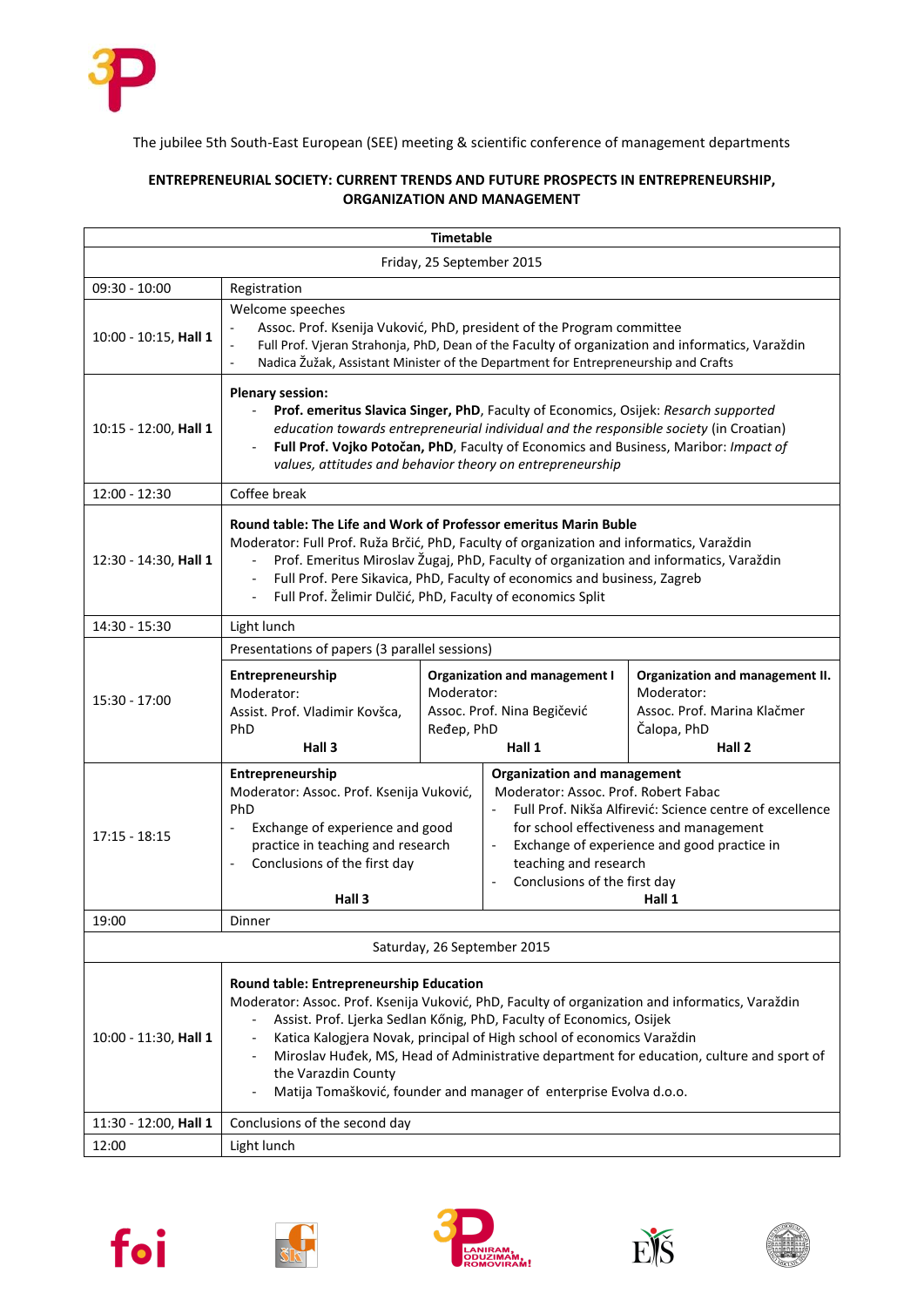The jubilee 5th South-East European (SEE) meeting & scientific conference of management departments

**ENTREPRENEURIAL SOCIETY: CURRENT TRENDS AND FUTURE PROSPECTS IN ENTREPRENEURSHIP, ORGANIZATION AND MANAGEMENT**

| **Timetable** | | | |
|---|---|---|---|
| Friday, 25 September 2015 | | | |
| 09:30 - 10:00 | Registration | | |
| 10:00 - 10:15, **Hall 1** | Welcome speeches<br>- Assoc. Prof. Ksenija Vuković, PhD, president of the Program committee<br>- Full Prof. Vjeran Strahonja, PhD, Dean of the Faculty of organization and informatics, Varaždin<br>- Nadica Žužak, Assistant Minister of the Department for Entrepreneurship and Crafts | | |
| 10:15 - 12:00, **Hall 1** | **Plenary session:**<br>- **Prof. emeritus Slavica Singer, PhD**, Faculty of Economics, Osijek: *Resarch supported education towards entrepreneurial individual and the responsible society* (in Croatian)<br>- **Full Prof. Vojko Potočan, PhD**, Faculty of Economics and Business, Maribor: *Impact of values, attitudes and behavior theory on entrepreneurship* | | |
| 12:00 - 12:30 | Coffee break | | |
| 12:30 - 14:30, **Hall 1** | **Round table: The Life and Work of Professor emeritus Marin Buble**<br>Moderator: Full Prof. Ruža Brčić, PhD, Faculty of organization and informatics, Varaždin<br>- Prof. Emeritus Miroslav Žugaj, PhD, Faculty of organization and informatics, Varaždin<br>- Full Prof. Pere Sikavica, PhD, Faculty of economics and business, Zagreb<br>- Full Prof. Želimir Dulčić, PhD, Faculty of economics Split | | |
| 14:30 - 15:30 | Light lunch | | |
| 15:30 - 17:00 | Presentations of papers (3 parallel sessions) | | |
| | **Entrepreneurship**<br>Moderator:<br>Assist. Prof. Vladimir Kovšca, PhD<br>**Hall 3** | **Organization and management I**<br>Moderator:<br>Assoc. Prof. Nina Begičević Ređep, PhD<br>**Hall 1** | **Organization and management II.**<br>Moderator:<br>Assoc. Prof. Marina Klačmer Čalopa, PhD<br>**Hall 2** |
| 17:15 - 18:15 | **Entrepreneurship**<br>Moderator: Assoc. Prof. Ksenija Vuković, PhD<br>- Exchange of experience and good practice in teaching and research<br>- Conclusions of the first day<br>**Hall 3** | **Organization and management**<br>Moderator: Assoc. Prof. Robert Fabac<br>- Full Prof. Nikša Alfirević: Science centre of excellence for school effectiveness and management<br>- Exchange of experience and good practice in teaching and research<br>- Conclusions of the first day<br>**Hall 1** | |
| 19:00 | Dinner | | |
| Saturday, 26 September 2015 | | | |
| 10:00 - 11:30, **Hall 1** | **Round table: Entrepreneurship Education**<br>Moderator: Assoc. Prof. Ksenija Vuković, PhD, Faculty of organization and informatics, Varaždin<br>- Assist. Prof. Ljerka Sedlan Kőnig, PhD, Faculty of Economics, Osijek<br>- Katica Kalogjera Novak, principal of High school of economics Varaždin<br>- Miroslav Huđek, MS, Head of Administrative department for education, culture and sport of the Varazdin County<br>- Matija Tomašković, founder and manager of enterprise Evolva d.o.o. | | |
| 11:30 - 12:00, **Hall 1** | Conclusions of the second day | | |
| 12:00 | Light lunch | | |